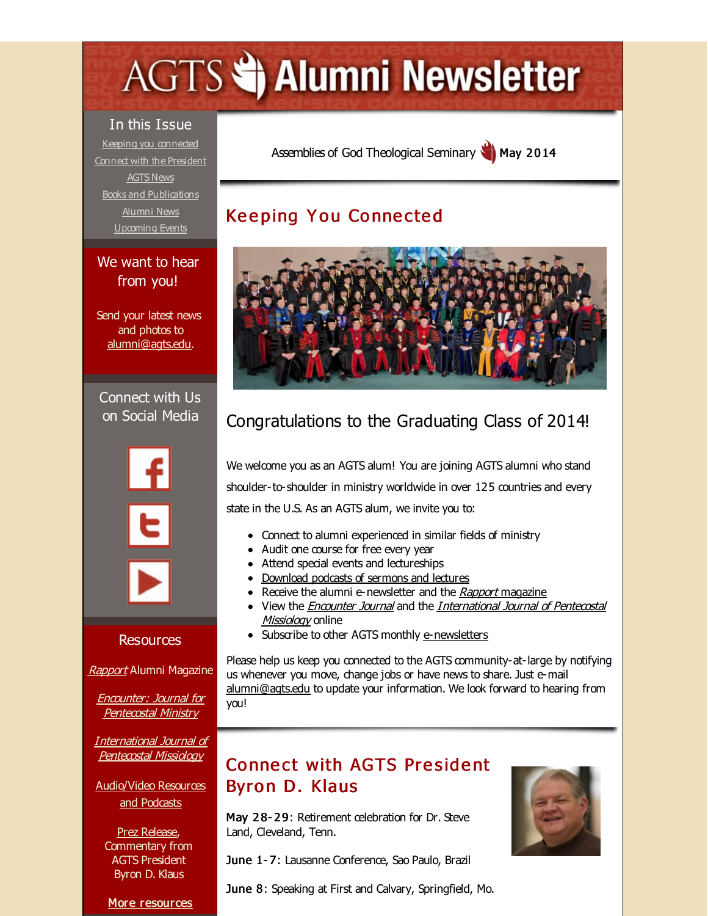# AGTS Alumni Newsletter

## In this Issue

Keeping you connected
Connect with the President
AGTS News
Books and Publications
Alumni News
Upcoming Events

## We want to hear from you!

Send your latest news and photos to alumni@agts.edu.

## Connect with Us on Social Media

## Resources

*Rapport* Alumni Magazine

*Encounter: Journal for Pentecostal Ministry*

*International Journal of Pentecostal Missiology*

Audio/Video Resources and Podcasts

Prez Release, Commentary from AGTS President Byron D. Klaus

More resources

Assemblies of God Theological Seminary **May 2014**

## Keeping You Connected

### Congratulations to the Graduating Class of 2014!

We welcome you as an AGTS alum! You are joining AGTS alumni who stand shoulder-to-shoulder in ministry worldwide in over 125 countries and every state in the U.S. As an AGTS alum, we invite you to:

- Connect to alumni experienced in similar fields of ministry
- Audit one course for free every year
- Attend special events and lectureships
- Download podcasts of sermons and lectures
- Receive the alumni e-newsletter and the *Rapport* magazine
- View the *Encounter Journal* and the *International Journal of Pentecostal Missiology* online
- Subscribe to other AGTS monthly e-newsletters

Please help us keep you connected to the AGTS community-at-large by notifying us whenever you move, change jobs or have news to share. Just e-mail alumni@agts.edu to update your information. We look forward to hearing from you!

## Connect with AGTS President Byron D. Klaus

**May 28-29**: Retirement celebration for Dr. Steve Land, Cleveland, Tenn.

**June 1-7**: Lausanne Conference, Sao Paulo, Brazil

**June 8**: Speaking at First and Calvary, Springfield, Mo.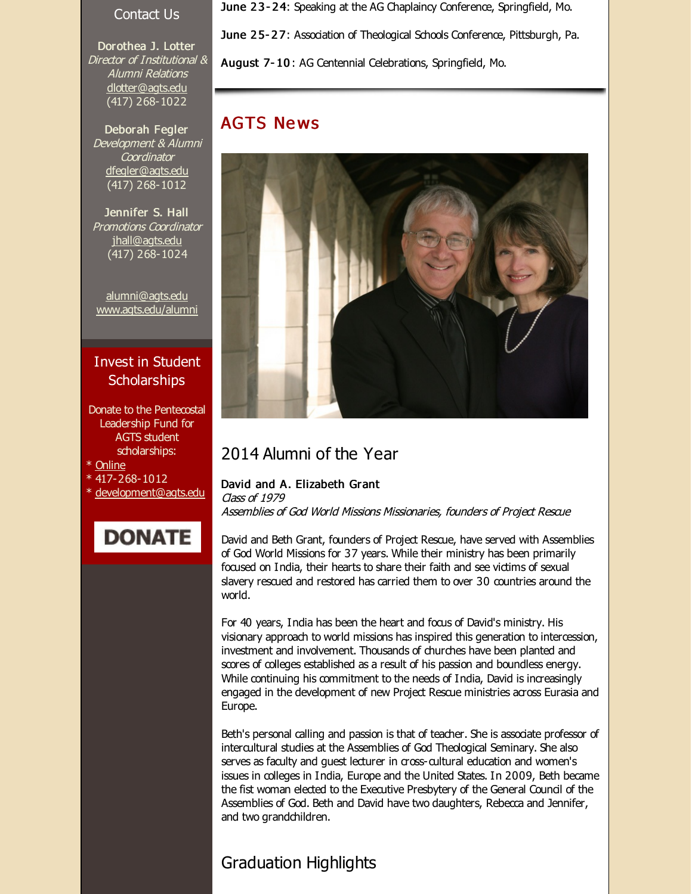## Contact Us

**Dorothea J. Lotter**
*Director of Institutional & Alumni Relations*
dlotter@agts.edu
(417) 268-1022

**Deborah Fegler**
*Development & Alumni Coordinator*
dfegler@agts.edu
(417) 268-1012

**Jennifer S. Hall**
*Promotions Coordinator*
jhall@agts.edu
(417) 268-1024

alumni@agts.edu
www.agts.edu/alumni

## Invest in Student Scholarships

Donate to the Pentecostal Leadership Fund for AGTS student scholarships:

* Online
* 417-268-1012
* development@agts.edu

DONATE

**June 23-24**: Speaking at the AG Chaplaincy Conference, Springfield, Mo.

**June 25-27**: Association of Theological Schools Conference, Pittsburgh, Pa.

**August 7-10**: AG Centennial Celebrations, Springfield, Mo.

## AGTS News

## 2014 Alumni of the Year

**David and A. Elizabeth Grant**
*Class of 1979*
*Assemblies of God World Missions Missionaries, founders of Project Rescue*

David and Beth Grant, founders of Project Rescue, have served with Assemblies of God World Missions for 37 years. While their ministry has been primarily focused on India, their hearts to share their faith and see victims of sexual slavery rescued and restored has carried them to over 30 countries around the world.

For 40 years, India has been the heart and focus of David's ministry. His visionary approach to world missions has inspired this generation to intercession, investment and involvement. Thousands of churches have been planted and scores of colleges established as a result of his passion and boundless energy. While continuing his commitment to the needs of India, David is increasingly engaged in the development of new Project Rescue ministries across Eurasia and Europe.

Beth's personal calling and passion is that of teacher. She is associate professor of intercultural studies at the Assemblies of God Theological Seminary. She also serves as faculty and guest lecturer in cross-cultural education and women's issues in colleges in India, Europe and the United States. In 2009, Beth became the fist woman elected to the Executive Presbytery of the General Council of the Assemblies of God. Beth and David have two daughters, Rebecca and Jennifer, and two grandchildren.

## Graduation Highlights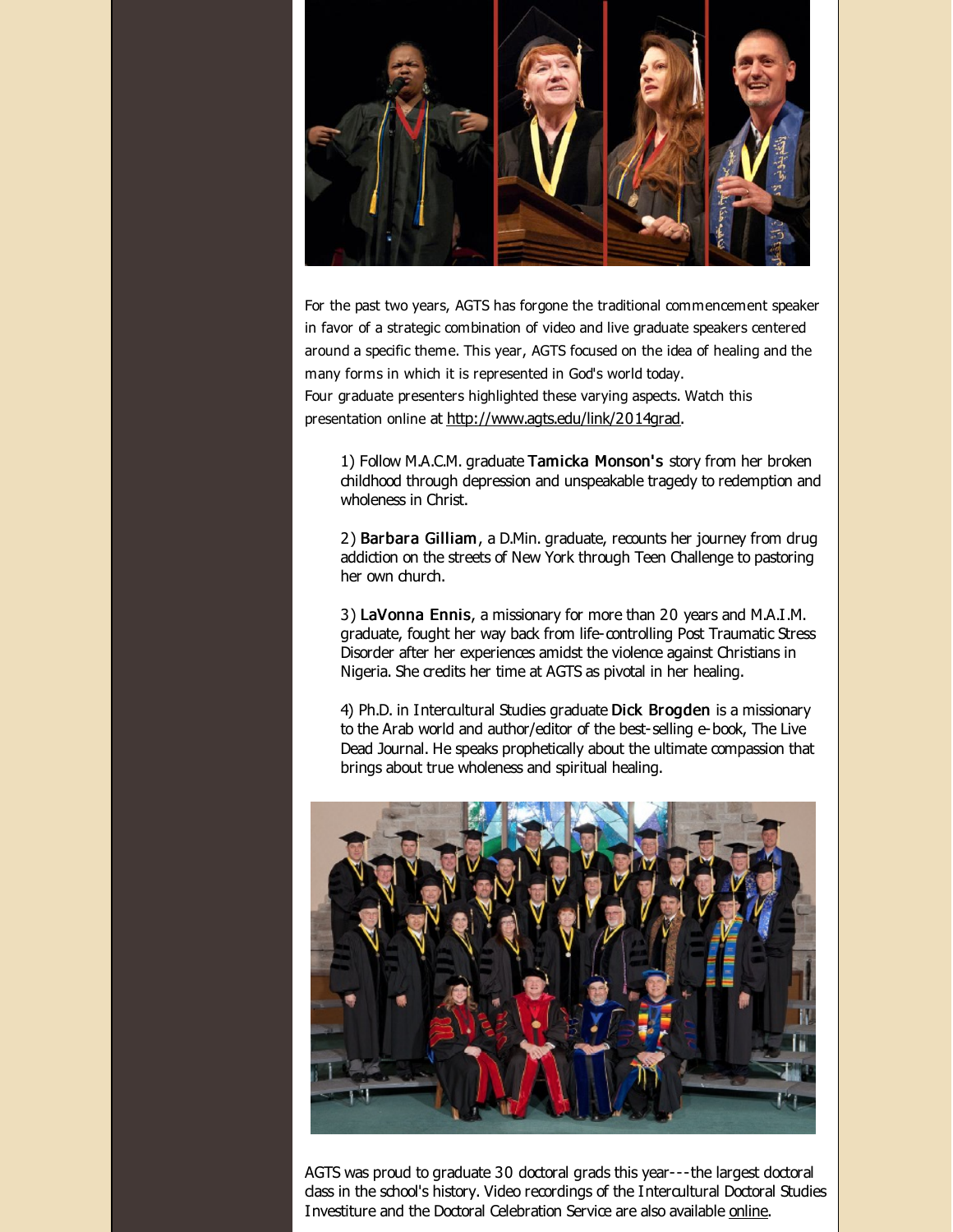For the past two years, AGTS has forgone the traditional commencement speaker in favor of a strategic combination of video and live graduate speakers centered around a specific theme. This year, AGTS focused on the idea of healing and the many forms in which it is represented in God's world today.
Four graduate presenters highlighted these varying aspects. Watch this presentation online at http://www.agts.edu/link/2014grad.

1) Follow M.A.C.M. graduate **Tamicka Monson's** story from her broken childhood through depression and unspeakable tragedy to redemption and wholeness in Christ.

2) **Barbara Gilliam**, a D.Min. graduate, recounts her journey from drug addiction on the streets of New York through Teen Challenge to pastoring her own church.

3) **LaVonna Ennis**, a missionary for more than 20 years and M.A.I.M. graduate, fought her way back from life-controlling Post Traumatic Stress Disorder after her experiences amidst the violence against Christians in Nigeria. She credits her time at AGTS as pivotal in her healing.

4) Ph.D. in Intercultural Studies graduate **Dick Brogden** is a missionary to the Arab world and author/editor of the best-selling e-book, The Live Dead Journal. He speaks prophetically about the ultimate compassion that brings about true wholeness and spiritual healing.

AGTS was proud to graduate 30 doctoral grads this year---the largest doctoral class in the school's history. Video recordings of the Intercultural Doctoral Studies Investiture and the Doctoral Celebration Service are also available online.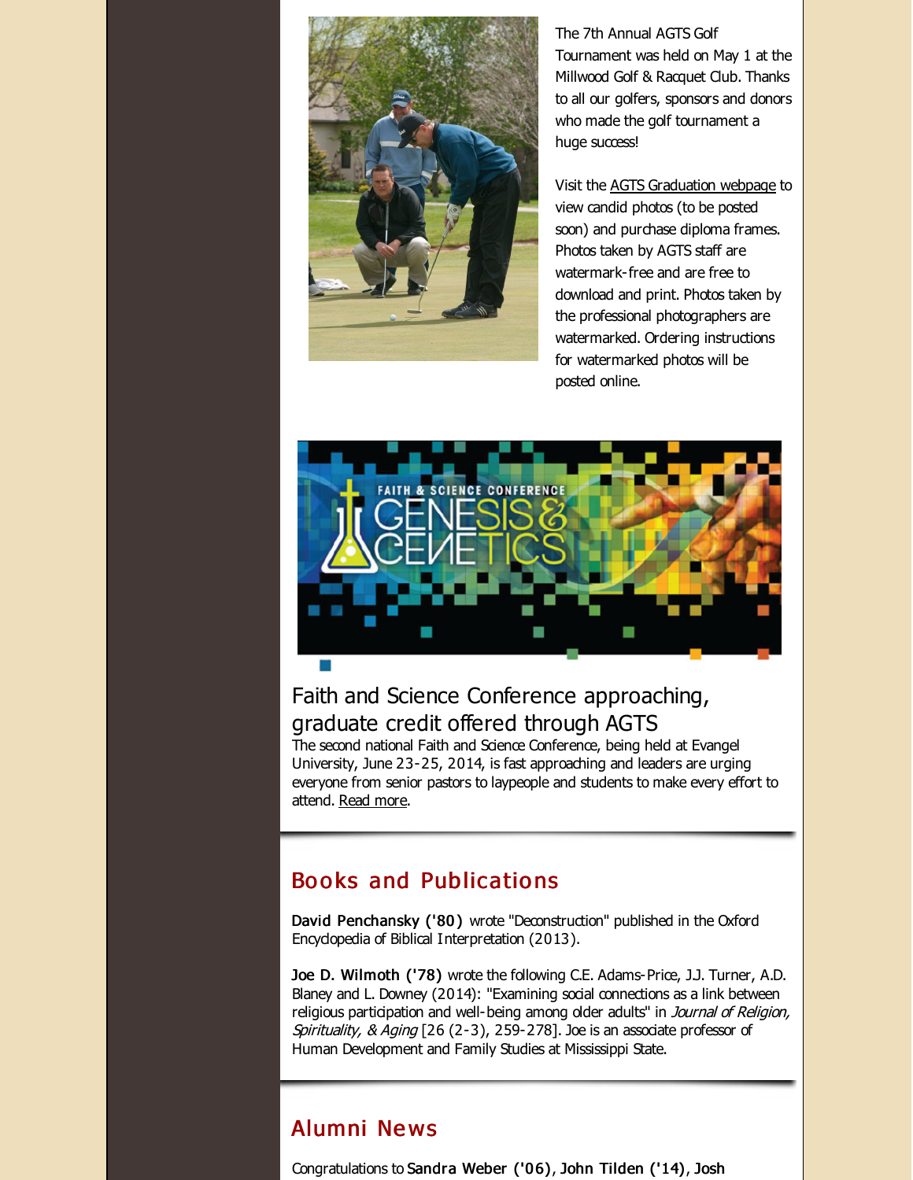The 7th Annual AGTS Golf Tournament was held on May 1 at the Millwood Golf & Racquet Club. Thanks to all our golfers, sponsors and donors who made the golf tournament a huge success!

Visit the AGTS Graduation webpage to view candid photos (to be posted soon) and purchase diploma frames. Photos taken by AGTS staff are watermark-free and are free to download and print. Photos taken by the professional photographers are watermarked. Ordering instructions for watermarked photos will be posted online.

## Faith and Science Conference approaching, graduate credit offered through AGTS

The second national Faith and Science Conference, being held at Evangel University, June 23-25, 2014, is fast approaching and leaders are urging everyone from senior pastors to laypeople and students to make every effort to attend. Read more.

## Books and Publications

**David Penchansky ('80)** wrote "Deconstruction" published in the Oxford Encyclopedia of Biblical Interpretation (2013).

**Joe D. Wilmoth ('78)** wrote the following C.E. Adams-Price, J.J. Turner, A.D. Blaney and L. Downey (2014): "Examining social connections as a link between religious participation and well-being among older adults" in *Journal of Religion, Spirituality, & Aging* [26 (2-3), 259-278]. Joe is an associate professor of Human Development and Family Studies at Mississippi State.

## Alumni News

Congratulations to **Sandra Weber ('06)**, **John Tilden ('14)**, **Josh**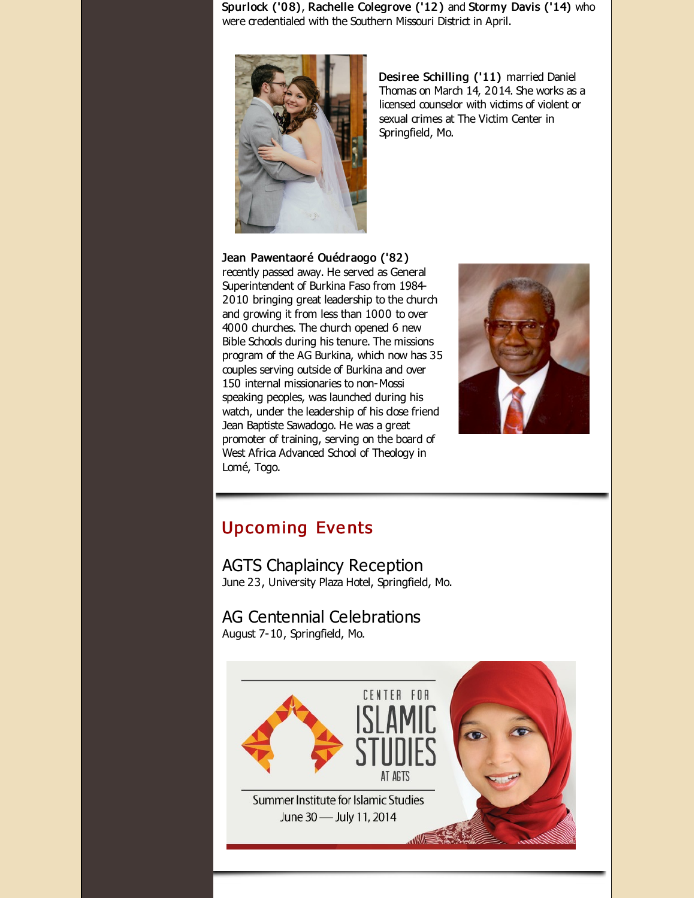**Spurlock ('08)**, **Rachelle Colegrove ('12)** and **Stormy Davis ('14)** who were credentialed with the Southern Missouri District in April.

**Desiree Schilling ('11)** married Daniel Thomas on March 14, 2014. She works as a licensed counselor with victims of violent or sexual crimes at The Victim Center in Springfield, Mo.

**Jean Pawentaoré Ouédraogo ('82)** recently passed away. He served as General Superintendent of Burkina Faso from 1984-2010 bringing great leadership to the church and growing it from less than 1000 to over 4000 churches. The church opened 6 new Bible Schools during his tenure. The missions program of the AG Burkina, which now has 35 couples serving outside of Burkina and over 150 internal missionaries to non-Mossi speaking peoples, was launched during his watch, under the leadership of his close friend Jean Baptiste Sawadogo. He was a great promoter of training, serving on the board of West Africa Advanced School of Theology in Lomé, Togo.

## Upcoming Events

### AGTS Chaplaincy Reception

June 23, University Plaza Hotel, Springfield, Mo.

### AG Centennial Celebrations

August 7-10, Springfield, Mo.

CENTER FOR ISLAMIC STUDIES AT AGTS

Summer Institute for Islamic Studies
June 30 — July 11, 2014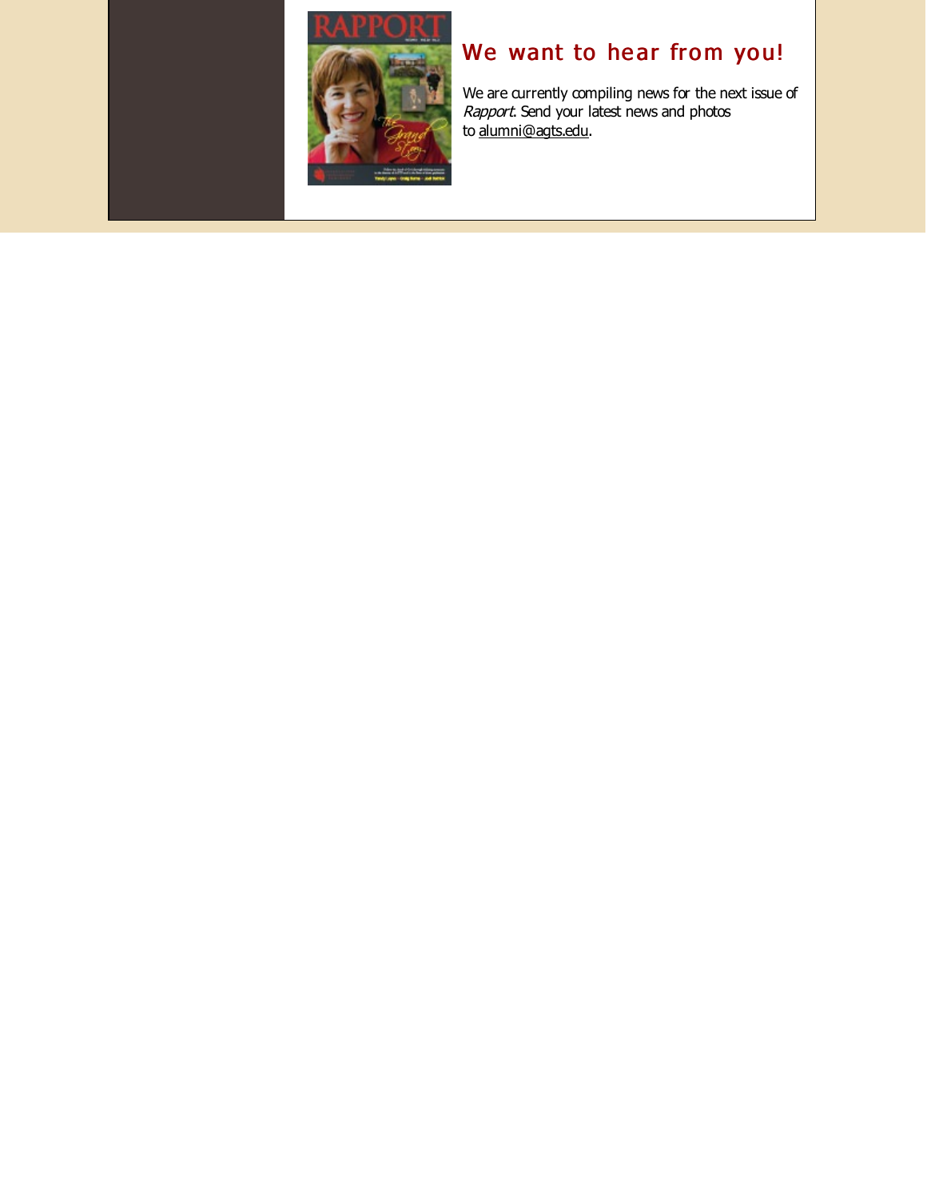## We want to hear from you!

We are currently compiling news for the next issue of *Rapport*. Send your latest news and photos to alumni@agts.edu.